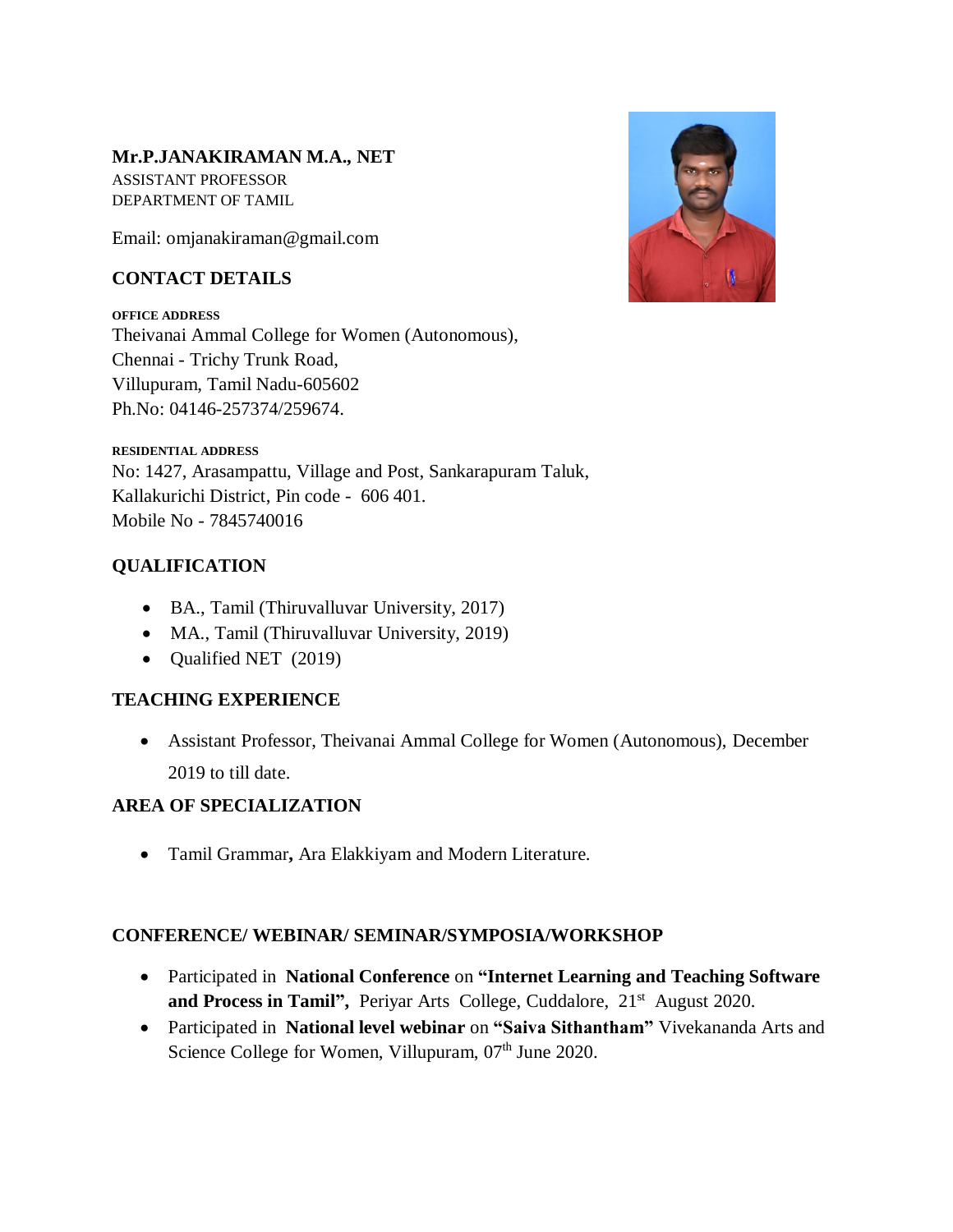**Mr.P.JANAKIRAMAN M.A., NET**
ASSISTANT PROFESSOR
DEPARTMENT OF TAMIL

Email: omjanakiraman@gmail.com

## CONTACT DETAILS

**OFFICE ADDRESS**
Theivanai Ammal College for Women (Autonomous),
Chennai - Trichy Trunk Road,
Villupuram, Tamil Nadu-605602
Ph.No: 04146-257374/259674.

**RESIDENTIAL ADDRESS**
No: 1427, Arasampattu, Village and Post, Sankarapuram Taluk,
Kallakurichi District, Pin code - 606 401.
Mobile No - 7845740016

## QUALIFICATION

- BA., Tamil (Thiruvalluvar University, 2017)
- MA., Tamil (Thiruvalluvar University, 2019)
- Qualified NET (2019)

## TEACHING EXPERIENCE

- Assistant Professor, Theivanai Ammal College for Women (Autonomous), December 2019 to till date.

## AREA OF SPECIALIZATION

- Tamil Grammar**,** Ara Elakkiyam and Modern Literature.

## CONFERENCE/ WEBINAR/ SEMINAR/SYMPOSIA/WORKSHOP

- Participated in **National Conference** on **"Internet Learning and Teaching Software and Process in Tamil",** Periyar Arts College, Cuddalore, 21st August 2020.
- Participated in **National level webinar** on **"Saiva Sithantham"** Vivekananda Arts and Science College for Women, Villupuram, 07th June 2020.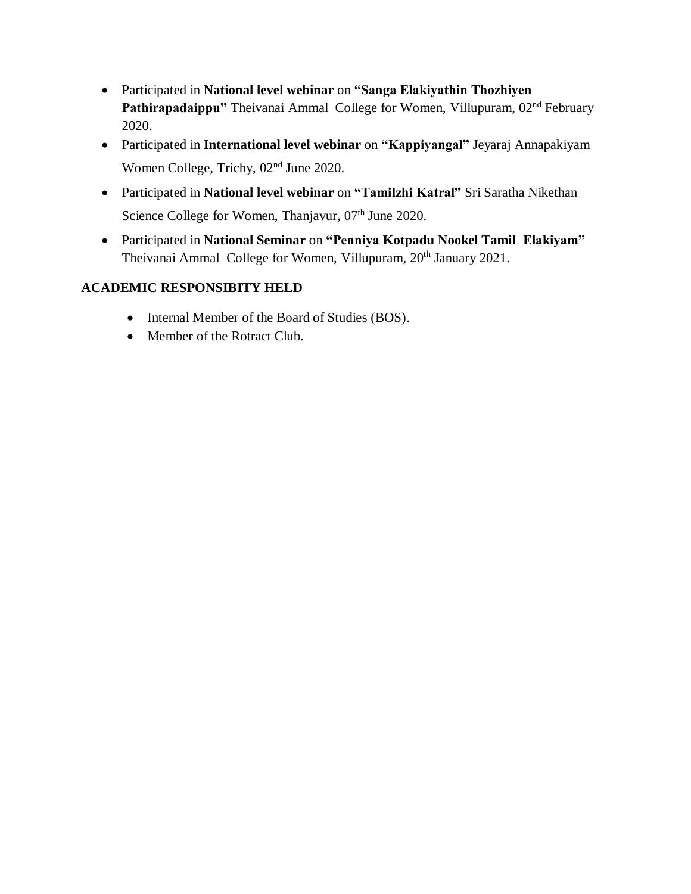- Participated in **National level webinar** on **"Sanga Elakiyathin Thozhiyen Pathirapadaippu"** Theivanai Ammal College for Women, Villupuram, 02nd February 2020.
- Participated in **International level webinar** on **"Kappiyangal"** Jeyaraj Annapakiyam Women College, Trichy, 02nd June 2020.
- Participated in **National level webinar** on **"Tamilzhi Katral"** Sri Saratha Nikethan Science College for Women, Thanjavur, 07th June 2020.
- Participated in **National Seminar** on **"Penniya Kotpadu Nookel Tamil Elakiyam"** Theivanai Ammal College for Women, Villupuram, 20th January 2021.

**ACADEMIC RESPONSIBITY HELD**

- Internal Member of the Board of Studies (BOS).
- Member of the Rotract Club.